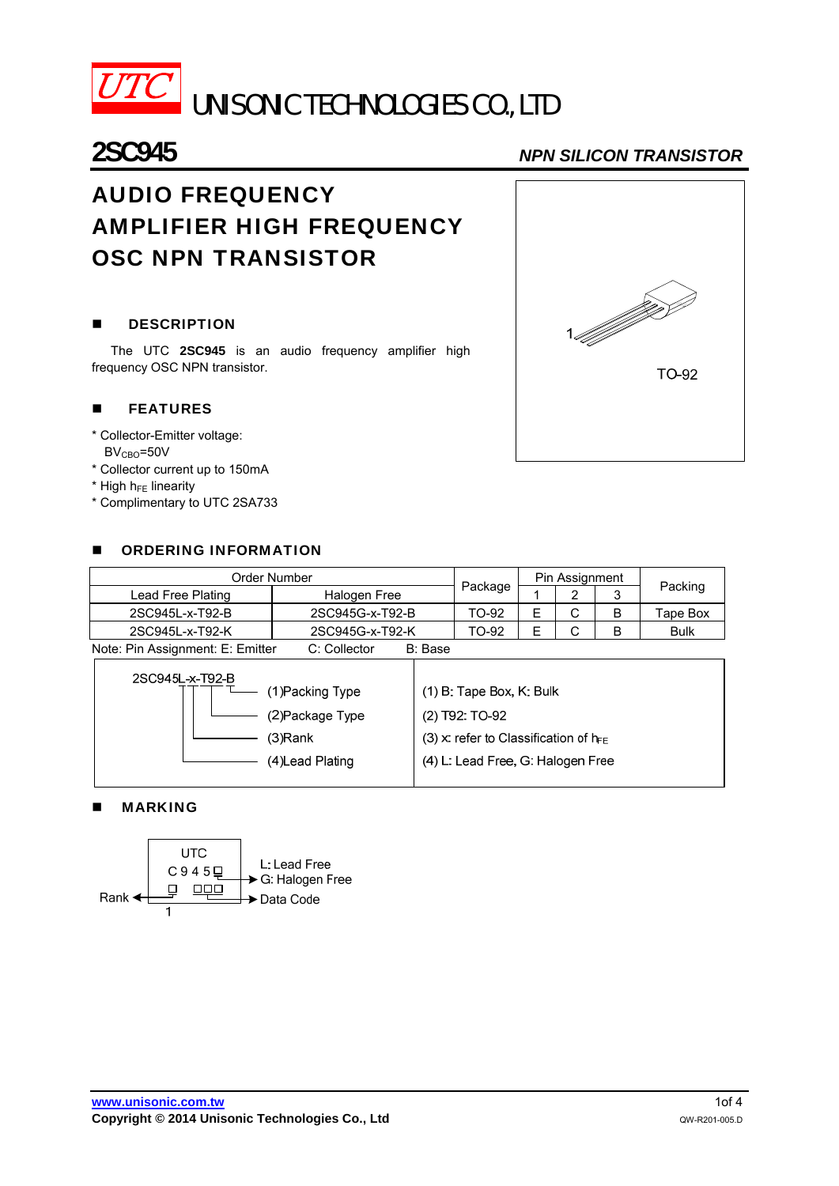UTC UNISONIC TECHNOLOGIES CO., LTD

# 2SC945

*NPN SILICON TRANSISTOR*

## AUDIO FREQUENCY AMPLIFIER HIGH FREQUENCY OSC NPN TRANSISTOR

TO-92

### DESCRIPTION

The UTC **2SC945** is an audio frequency amplifier high frequency OSC NPN transistor.

### FEATURES

* Collector-Emitter voltage: $BV_{CBO}$=50V
* Collector current up to 150mA
* High $h_{FE}$ linearity
* Complimentary to UTC 2SA733

### ORDERING INFORMATION

| Order Number | | Package | Pin Assignment | | | Packing |
|---|---|---|---|---|---|---|
| Lead Free Plating | Halogen Free | | 1 | 2 | 3 | |
| 2SC945L-x-T92-B | 2SC945G-x-T92-B | TO-92 | E | C | B | Tape Box |
| 2SC945L-x-T92-K | 2SC945G-x-T92-K | TO-92 | E | C | B | Bulk |

Note: Pin Assignment: E: Emitter C: Collector B: Base

2SC945L-x-T92-B

| | |
|---|---|
| (1)Packing Type | (1) B: Tape Box, K: Bulk |
| (2)Package Type | (2) T92: TO-92 |
| (3)Rank | (3) x: refer to Classification of $h_{FE}$ |
| (4)Lead Plating | (4) L: Lead Free, G: Halogen Free |

### MARKING

UTC
C945□ → L: Lead Free, G: Halogen Free
Rank ← □ □□□ → Data Code
1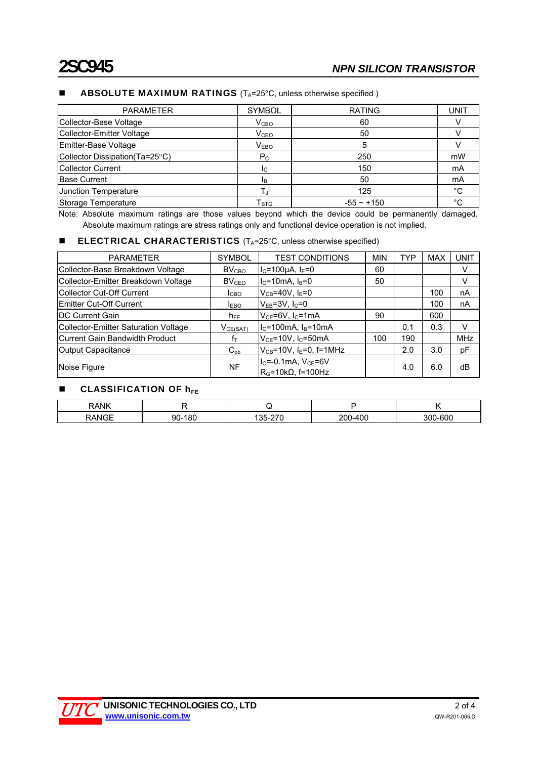## ■ ABSOLUTE MAXIMUM RATINGS ($T_A$=25°C, unless otherwise specified )

| PARAMETER | SYMBOL | RATING | UNIT |
|---|---|---|---|
| Collector-Base Voltage | $V_{CBO}$ | 60 | V |
| Collector-Emitter Voltage | $V_{CEO}$ | 50 | V |
| Emitter-Base Voltage | $V_{EBO}$ | 5 | V |
| Collector Dissipation(Ta=25°C) | $P_C$ | 250 | mW |
| Collector Current | $I_C$ | 150 | mA |
| Base Current | $I_B$ | 50 | mA |
| Junction Temperature | $T_J$ | 125 | °C |
| Storage Temperature | $T_{STG}$ | -55 ~ +150 | °C |

Note: Absolute maximum ratings are those values beyond which the device could be permanently damaged. Absolute maximum ratings are stress ratings only and functional device operation is not implied.

## ■ ELECTRICAL CHARACTERISTICS ($T_A$=25°C, unless otherwise specified)

| PARAMETER | SYMBOL | TEST CONDITIONS | MIN | TYP | MAX | UNIT |
|---|---|---|---|---|---|---|
| Collector-Base Breakdown Voltage | $BV_{CBO}$ | $I_C$=100μA, $I_E$=0 | 60 | | | V |
| Collector-Emitter Breakdown Voltage | $BV_{CEO}$ | $I_C$=10mA, $I_B$=0 | 50 | | | V |
| Collector Cut-Off Current | $I_{CBO}$ | $V_{CB}$=40V, $I_E$=0 | | | 100 | nA |
| Emitter Cut-Off Current | $I_{EBO}$ | $V_{EB}$=3V, $I_C$=0 | | | 100 | nA |
| DC Current Gain | $h_{FE}$ | $V_{CE}$=6V, $I_C$=1mA | 90 | | 600 | |
| Collector-Emitter Saturation Voltage | $V_{CE(SAT)}$ | $I_C$=100mA, $I_B$=10mA | | 0.1 | 0.3 | V |
| Current Gain Bandwidth Product | $f_T$ | $V_{CE}$=10V, $I_C$=50mA | 100 | 190 | | MHz |
| Output Capacitance | $C_{ob}$ | $V_{CB}$=10V, $I_E$=0, f=1MHz | | 2.0 | 3.0 | pF |
| Noise Figure | NF | $I_C$=-0.1mA, $V_{CE}$=6V $R_G$=10kΩ, f=100Hz | | 4.0 | 6.0 | dB |

## ■ CLASSIFICATION OF $h_{FE}$

| RANK | R | Q | P | K |
|---|---|---|---|---|
| RANGE | 90-180 | 135-270 | 200-400 | 300-600 |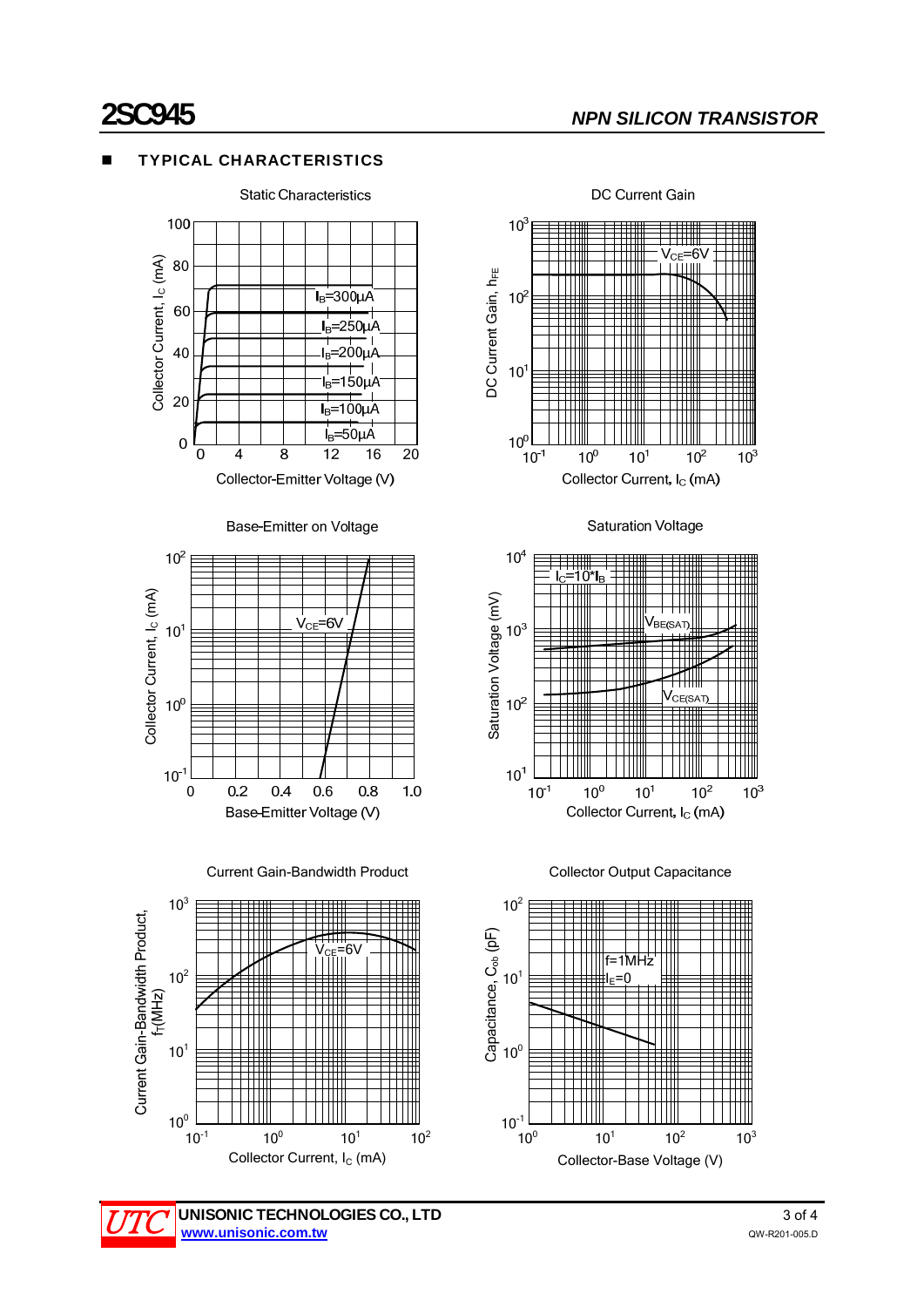## TYPICAL CHARACTERISTICS

Static Characteristics

Collector Current, $I_C$ (mA)

$I_B$=300μA
$I_B$=250μA
$I_B$=200μA
$I_B$=150μA
$I_B$=100μA
$I_B$=50μA

Collector-Emitter Voltage (V)

DC Current Gain

DC Current Gain, $h_{FE}$

$V_{CE}$=6V

Collector Current, $I_C$ (mA)

Base-Emitter on Voltage

Collector Current, $I_C$ (mA)

$V_{CE}$=6V

Base-Emitter Voltage (V)

Saturation Voltage

Saturation Voltage (mV)

$I_C$=10*$I_B$

$V_{BE(SAT)}$

$V_{CE(SAT)}$

Collector Current, $I_C$ (mA)

Current Gain-Bandwidth Product

Current Gain-Bandwidth Product, $f_T$(MHz)

$V_{CE}$=6V

Collector Current, $I_C$ (mA)

Collector Output Capacitance

Capacitance, $C_{ob}$ (pF)

f=1MHz
$I_E$=0

Collector-Base Voltage (V)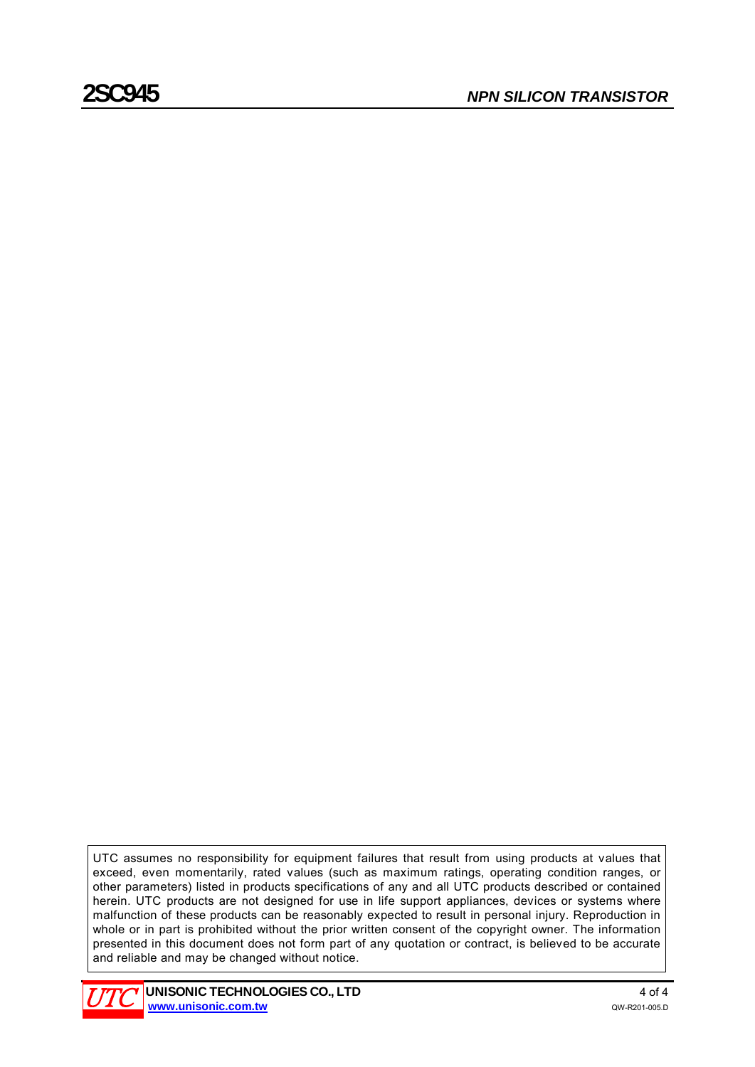UTC assumes no responsibility for equipment failures that result from using products at values that exceed, even momentarily, rated values (such as maximum ratings, operating condition ranges, or other parameters) listed in products specifications of any and all UTC products described or contained herein. UTC products are not designed for use in life support appliances, devices or systems where malfunction of these products can be reasonably expected to result in personal injury. Reproduction in whole or in part is prohibited without the prior written consent of the copyright owner. The information presented in this document does not form part of any quotation or contract, is believed to be accurate and reliable and may be changed without notice.